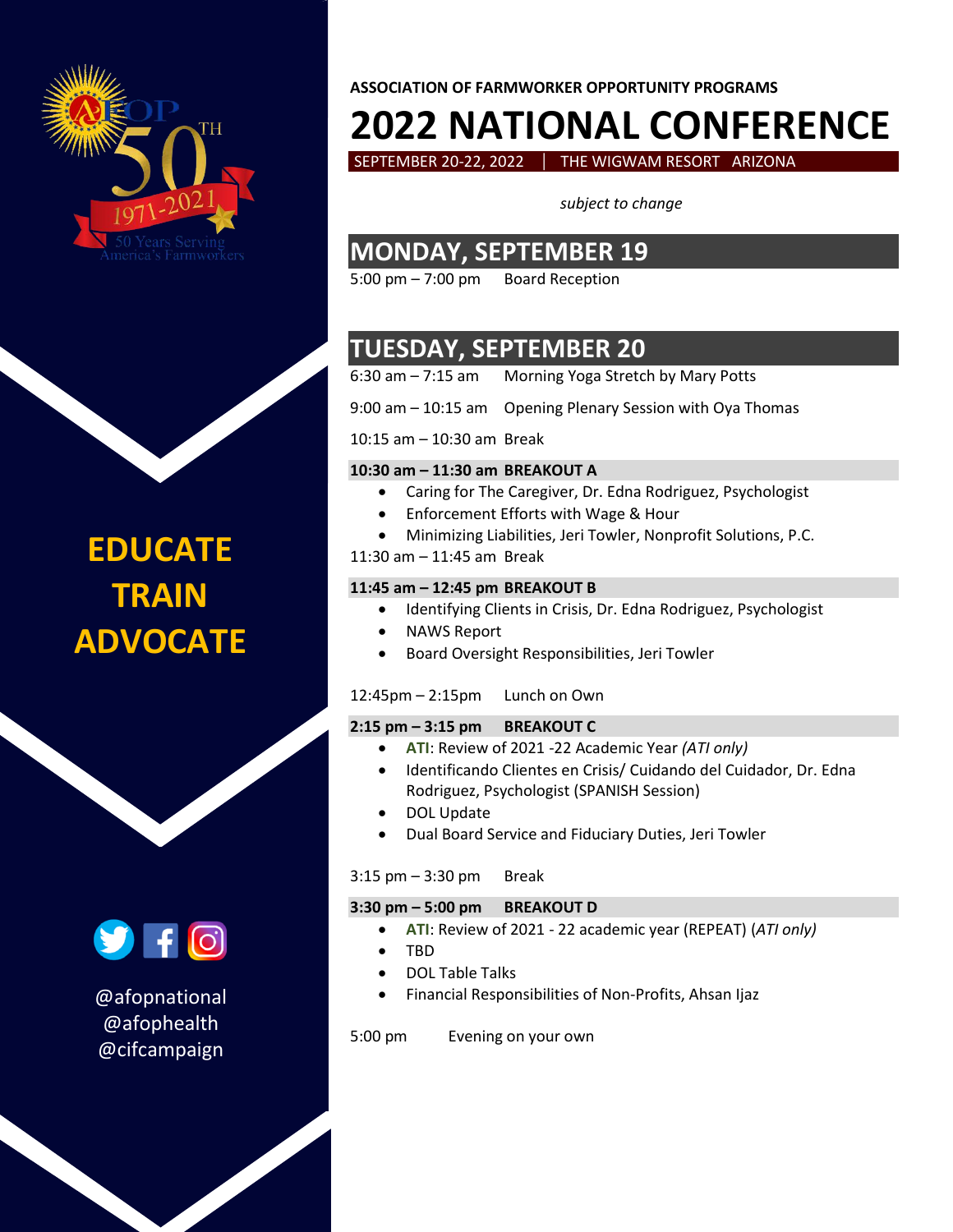**EDUCATE**
**TRAIN**
**ADVOCATE**

@afopnational
@afophealth
@cifcampaign

**ASSOCIATION OF FARMWORKER OPPORTUNITY PROGRAMS**

# 2022 NATIONAL CONFERENCE

SEPTEMBER 20-22, 2022 | THE WIGWAM RESORT ARIZONA

*subject to change*

## MONDAY, SEPTEMBER 19

5:00 pm – 7:00 pm Board Reception

## TUESDAY, SEPTEMBER 20

6:30 am – 7:15 am Morning Yoga Stretch by Mary Potts

9:00 am – 10:15 am Opening Plenary Session with Oya Thomas

10:15 am – 10:30 am Break

**10:30 am – 11:30 am BREAKOUT A**

- Caring for The Caregiver, Dr. Edna Rodriguez, Psychologist
- Enforcement Efforts with Wage & Hour
- Minimizing Liabilities, Jeri Towler, Nonprofit Solutions, P.C.

11:30 am – 11:45 am Break

**11:45 am – 12:45 pm BREAKOUT B**

- Identifying Clients in Crisis, Dr. Edna Rodriguez, Psychologist
- NAWS Report
- Board Oversight Responsibilities, Jeri Towler

12:45pm – 2:15pm Lunch on Own

**2:15 pm – 3:15 pm BREAKOUT C**

- **ATI**: Review of 2021 -22 Academic Year *(ATI only)*
- Identificando Clientes en Crisis/ Cuidando del Cuidador, Dr. Edna Rodriguez, Psychologist (SPANISH Session)
- DOL Update
- Dual Board Service and Fiduciary Duties, Jeri Towler

3:15 pm – 3:30 pm Break

**3:30 pm – 5:00 pm BREAKOUT D**

- **ATI**: Review of 2021 - 22 academic year (REPEAT) (*ATI only)*
- TBD
- DOL Table Talks
- Financial Responsibilities of Non-Profits, Ahsan Ijaz

5:00 pm Evening on your own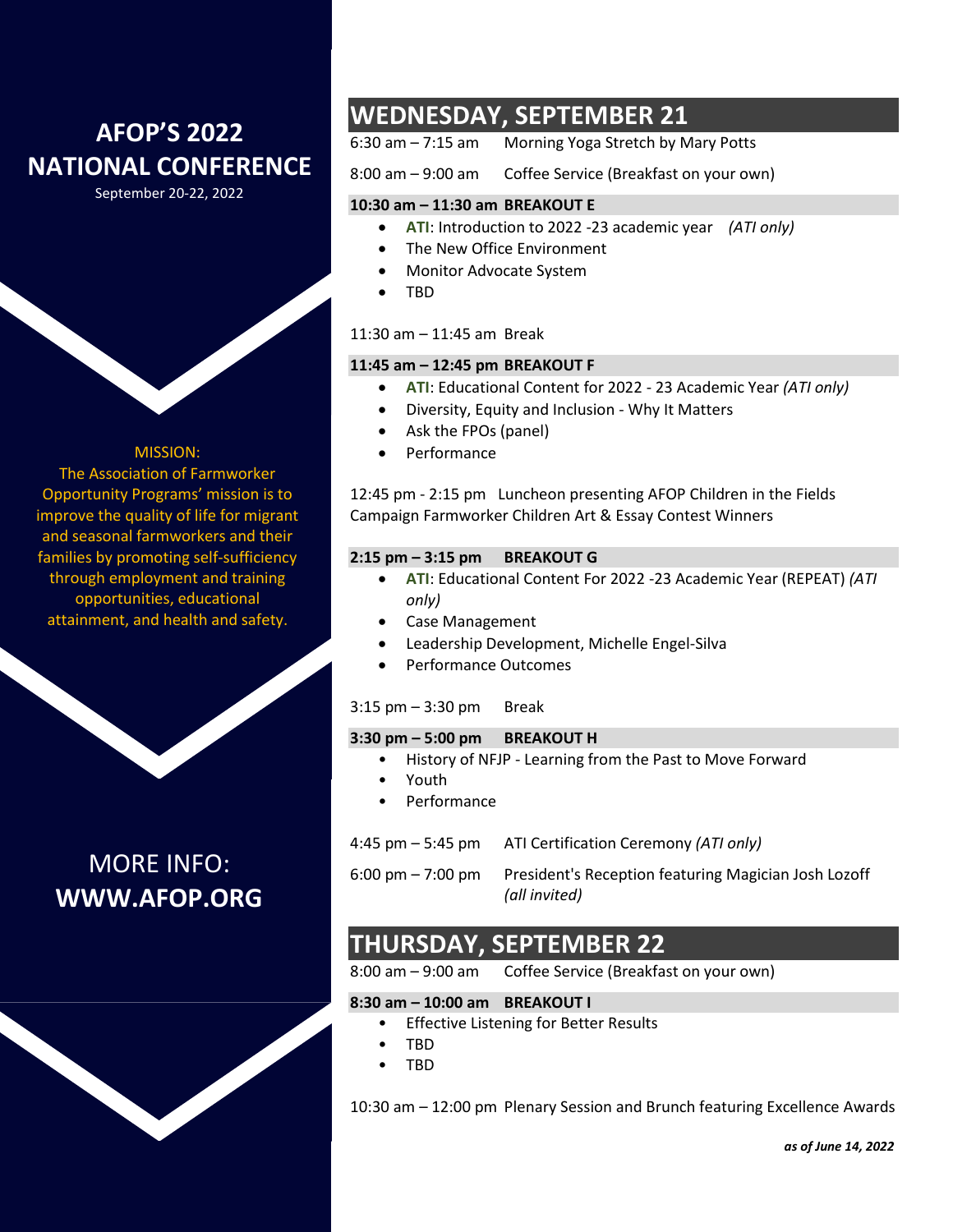# AFOP'S 2022 NATIONAL CONFERENCE

September 20-22, 2022

MISSION:
The Association of Farmworker Opportunity Programs' mission is to improve the quality of life for migrant and seasonal farmworkers and their families by promoting self-sufficiency through employment and training opportunities, educational attainment, and health and safety.

MORE INFO:
**WWW.AFOP.ORG**

## WEDNESDAY, SEPTEMBER 21

6:30 am – 7:15 am Morning Yoga Stretch by Mary Potts

8:00 am – 9:00 am Coffee Service (Breakfast on your own)

**10:30 am – 11:30 am BREAKOUT E**

- **ATI**: Introduction to 2022 -23 academic year *(ATI only)*
- The New Office Environment
- Monitor Advocate System
- TBD

11:30 am – 11:45 am Break

**11:45 am – 12:45 pm BREAKOUT F**

- **ATI**: Educational Content for 2022 - 23 Academic Year *(ATI only)*
- Diversity, Equity and Inclusion - Why It Matters
- Ask the FPOs (panel)
- Performance

12:45 pm - 2:15 pm Luncheon presenting AFOP Children in the Fields Campaign Farmworker Children Art & Essay Contest Winners

**2:15 pm – 3:15 pm BREAKOUT G**

- **ATI**: Educational Content For 2022 -23 Academic Year (REPEAT) *(ATI only)*
- Case Management
- Leadership Development, Michelle Engel-Silva
- Performance Outcomes

3:15 pm – 3:30 pm Break

**3:30 pm – 5:00 pm BREAKOUT H**

- History of NFJP - Learning from the Past to Move Forward
- Youth
- Performance

4:45 pm – 5:45 pm ATI Certification Ceremony *(ATI only)*

6:00 pm – 7:00 pm President's Reception featuring Magician Josh Lozoff *(all invited)*

## THURSDAY, SEPTEMBER 22

8:00 am – 9:00 am Coffee Service (Breakfast on your own)

**8:30 am – 10:00 am BREAKOUT I**

- Effective Listening for Better Results
- TBD
- TBD

10:30 am – 12:00 pm Plenary Session and Brunch featuring Excellence Awards

***as of June 14, 2022***